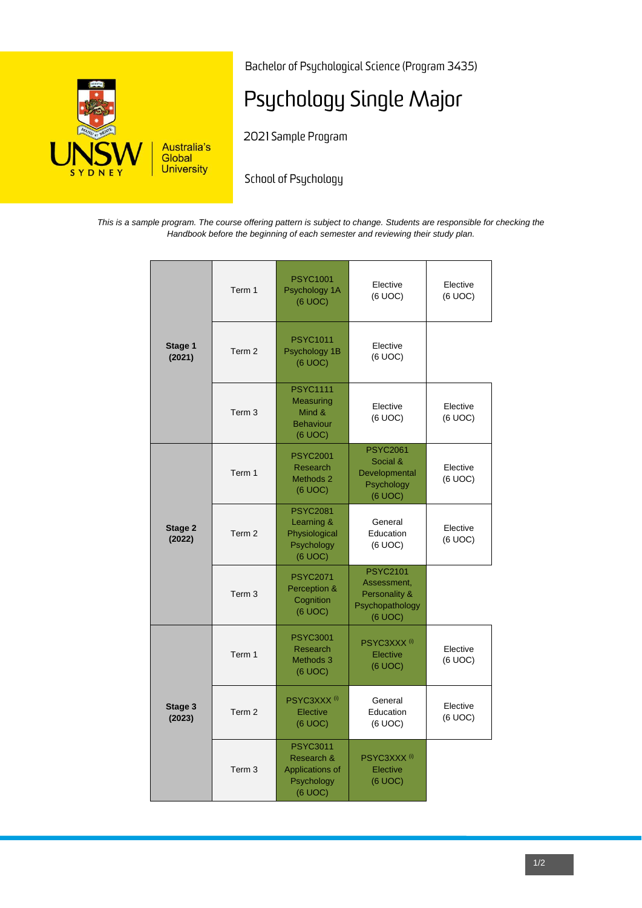UNSW SYDNEY — Australia's Global University

Bachelor of Psychological Science (Program 3435)

# Psychology Single Major

2021 Sample Program

School of Psychology

*This is a sample program. The course offering pattern is subject to change. Students are responsible for checking the Handbook before the beginning of each semester and reviewing their study plan.*

| Stage | Term | Course | Course | Course |
|---|---|---|---|---|
| **Stage 1 (2021)** | Term 1 | PSYC1001 Psychology 1A (6 UOC) | Elective (6 UOC) | Elective (6 UOC) |
| | Term 2 | PSYC1011 Psychology 1B (6 UOC) | Elective (6 UOC) | |
| | Term 3 | PSYC1111 Measuring Mind & Behaviour (6 UOC) | Elective (6 UOC) | Elective (6 UOC) |
| **Stage 2 (2022)** | Term 1 | PSYC2001 Research Methods 2 (6 UOC) | PSYC2061 Social & Developmental Psychology (6 UOC) | Elective (6 UOC) |
| | Term 2 | PSYC2081 Learning & Physiological Psychology (6 UOC) | General Education (6 UOC) | Elective (6 UOC) |
| | Term 3 | PSYC2071 Perception & Cognition (6 UOC) | PSYC2101 Assessment, Personality & Psychopathology (6 UOC) | |
| **Stage 3 (2023)** | Term 1 | PSYC3001 Research Methods 3 (6 UOC) | PSYC3XXX [i] Elective (6 UOC) | Elective (6 UOC) |
| | Term 2 | PSYC3XXX [i] Elective (6 UOC) | General Education (6 UOC) | Elective (6 UOC) |
| | Term 3 | PSYC3011 Research & Applications of Psychology (6 UOC) | PSYC3XXX [i] Elective (6 UOC) | |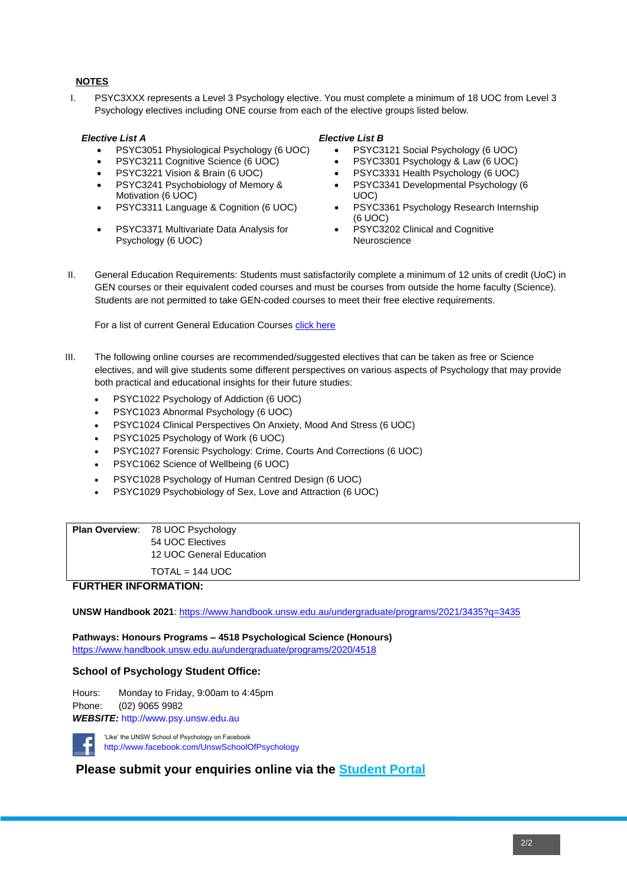## NOTES

I. PSYC3XXX represents a Level 3 Psychology elective. You must complete a minimum of 18 UOC from Level 3 Psychology electives including ONE course from each of the elective groups listed below.

***Elective List A***

- PSYC3051 Physiological Psychology (6 UOC)
- PSYC3211 Cognitive Science (6 UOC)
- PSYC3221 Vision & Brain (6 UOC)
- PSYC3241 Psychobiology of Memory & Motivation (6 UOC)
- PSYC3311 Language & Cognition (6 UOC)
- PSYC3371 Multivariate Data Analysis for Psychology (6 UOC)

***Elective List B***

- PSYC3121 Social Psychology (6 UOC)
- PSYC3301 Psychology & Law (6 UOC)
- PSYC3331 Health Psychology (6 UOC)
- PSYC3341 Developmental Psychology (6 UOC)
- PSYC3361 Psychology Research Internship (6 UOC)
- PSYC3202 Clinical and Cognitive Neuroscience

II. General Education Requirements: Students must satisfactorily complete a minimum of 12 units of credit (UoC) in GEN courses or their equivalent coded courses and must be courses from outside the home faculty (Science). Students are not permitted to take GEN-coded courses to meet their free elective requirements.

For a list of current General Education Courses [click here](click here)

III. The following online courses are recommended/suggested electives that can be taken as free or Science electives, and will give students some different perspectives on various aspects of Psychology that may provide both practical and educational insights for their future studies:

- PSYC1022 Psychology of Addiction (6 UOC)
- PSYC1023 Abnormal Psychology (6 UOC)
- PSYC1024 Clinical Perspectives On Anxiety, Mood And Stress (6 UOC)
- PSYC1025 Psychology of Work (6 UOC)
- PSYC1027 Forensic Psychology: Crime, Courts And Corrections (6 UOC)
- PSYC1062 Science of Wellbeing (6 UOC)
- PSYC1028 Psychology of Human Centred Design (6 UOC)
- PSYC1029 Psychobiology of Sex, Love and Attraction (6 UOC)

| | |
|---|---|
| **Plan Overview**: | 78 UOC Psychology<br>54 UOC Electives<br>12 UOC General Education<br>TOTAL = 144 UOC |

**FURTHER INFORMATION:**

**UNSW Handbook 2021**: https://www.handbook.unsw.edu.au/undergraduate/programs/2021/3435?q=3435

**Pathways: Honours Programs – 4518 Psychological Science (Honours)**
https://www.handbook.unsw.edu.au/undergraduate/programs/2020/4518

**School of Psychology Student Office:**

Hours: Monday to Friday, 9:00am to 4:45pm
Phone: (02) 9065 9982
***WEBSITE:*** http://www.psy.unsw.edu.au

'Like' the UNSW School of Psychology on Facebook
http://www.facebook.com/UnswSchoolOfPsychology

**Please submit your enquiries online via the [Student Portal](Student Portal)**